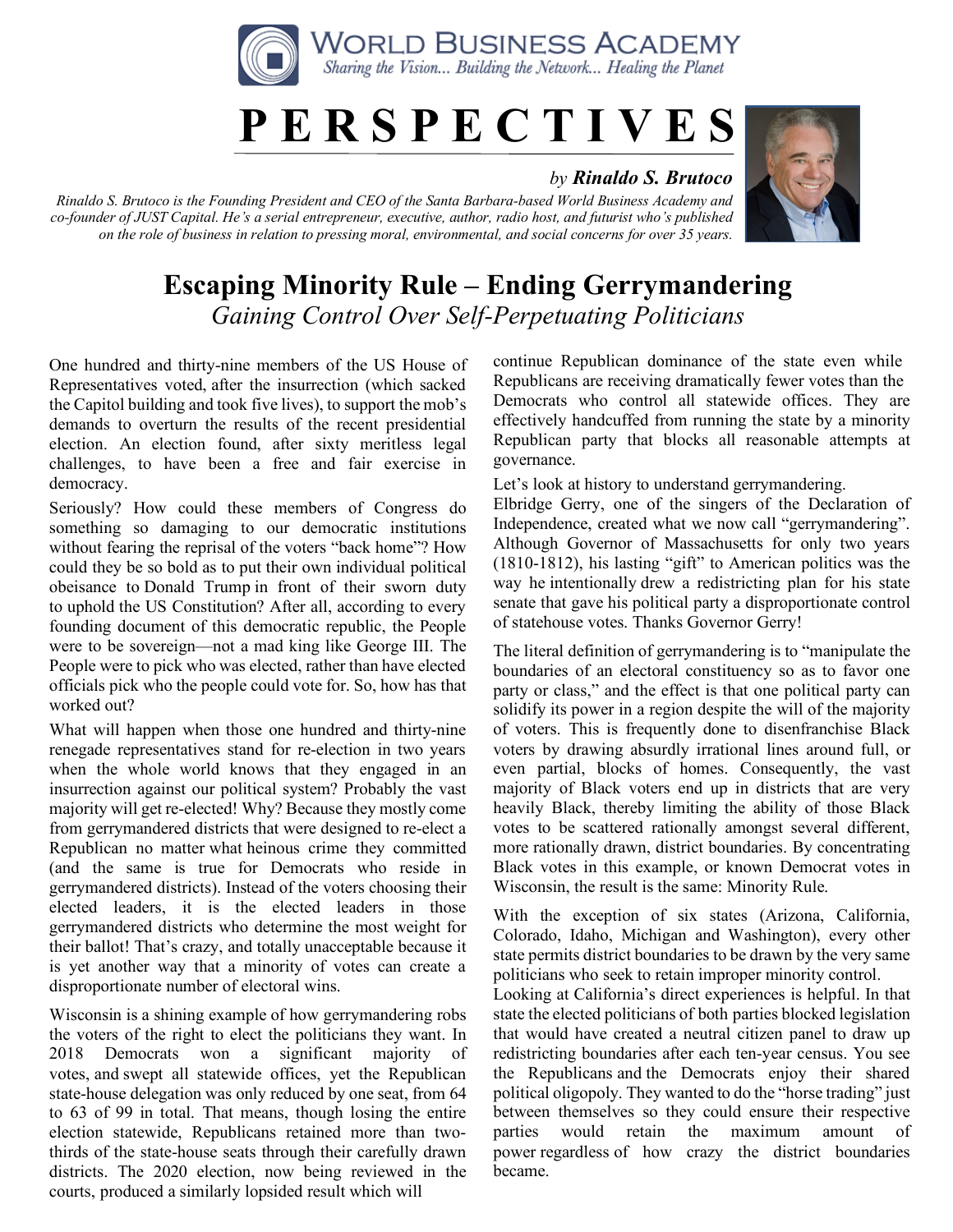# WORLD BUSINESS ACADEMY

*Sharing the Vision... Building the Network... Healing the Planet*

# PERSPECTIVES

*by* ***Rinaldo S. Brutoco***

*Rinaldo S. Brutoco is the Founding President and CEO of the Santa Barbara-based World Business Academy and co-founder of JUST Capital. He's a serial entrepreneur, executive, author, radio host, and futurist who's published on the role of business in relation to pressing moral, environmental, and social concerns for over 35 years.*

## Escaping Minority Rule – Ending Gerrymandering

*Gaining Control Over Self-Perpetuating Politicians*

One hundred and thirty-nine members of the US House of Representatives voted, after the insurrection (which sacked the Capitol building and took five lives), to support the mob's demands to overturn the results of the recent presidential election. An election found, after sixty meritless legal challenges, to have been a free and fair exercise in democracy.

Seriously? How could these members of Congress do something so damaging to our democratic institutions without fearing the reprisal of the voters "back home"? How could they be so bold as to put their own individual political obeisance to Donald Trump in front of their sworn duty to uphold the US Constitution? After all, according to every founding document of this democratic republic, the People were to be sovereign—not a mad king like George III. The People were to pick who was elected, rather than have elected officials pick who the people could vote for. So, how has that worked out?

What will happen when those one hundred and thirty-nine renegade representatives stand for re-election in two years when the whole world knows that they engaged in an insurrection against our political system? Probably the vast majority will get re-elected! Why? Because they mostly come from gerrymandered districts that were designed to re-elect a Republican no matter what heinous crime they committed (and the same is true for Democrats who reside in gerrymandered districts). Instead of the voters choosing their elected leaders, it is the elected leaders in those gerrymandered districts who determine the most weight for their ballot! That's crazy, and totally unacceptable because it is yet another way that a minority of votes can create a disproportionate number of electoral wins.

Wisconsin is a shining example of how gerrymandering robs the voters of the right to elect the politicians they want. In 2018 Democrats won a significant majority of votes, and swept all statewide offices, yet the Republican state-house delegation was only reduced by one seat, from 64 to 63 of 99 in total. That means, though losing the entire election statewide, Republicans retained more than two-thirds of the state-house seats through their carefully drawn districts. The 2020 election, now being reviewed in the courts, produced a similarly lopsided result which will continue Republican dominance of the state even while Republicans are receiving dramatically fewer votes than the Democrats who control all statewide offices. They are effectively handcuffed from running the state by a minority Republican party that blocks all reasonable attempts at governance.

Let's look at history to understand gerrymandering.

Elbridge Gerry, one of the singers of the Declaration of Independence, created what we now call "gerrymandering". Although Governor of Massachusetts for only two years (1810-1812), his lasting "gift" to American politics was the way he intentionally drew a redistricting plan for his state senate that gave his political party a disproportionate control of statehouse votes. Thanks Governor Gerry!

The literal definition of gerrymandering is to "manipulate the boundaries of an electoral constituency so as to favor one party or class," and the effect is that one political party can solidify its power in a region despite the will of the majority of voters. This is frequently done to disenfranchise Black voters by drawing absurdly irrational lines around full, or even partial, blocks of homes. Consequently, the vast majority of Black voters end up in districts that are very heavily Black, thereby limiting the ability of those Black votes to be scattered rationally amongst several different, more rationally drawn, district boundaries. By concentrating Black votes in this example, or known Democrat votes in Wisconsin, the result is the same: Minority Rule.

With the exception of six states (Arizona, California, Colorado, Idaho, Michigan and Washington), every other state permits district boundaries to be drawn by the very same politicians who seek to retain improper minority control.

Looking at California's direct experiences is helpful. In that state the elected politicians of both parties blocked legislation that would have created a neutral citizen panel to draw up redistricting boundaries after each ten-year census. You see the Republicans and the Democrats enjoy their shared political oligopoly. They wanted to do the "horse trading" just between themselves so they could ensure their respective parties would retain the maximum amount of power regardless of how crazy the district boundaries became.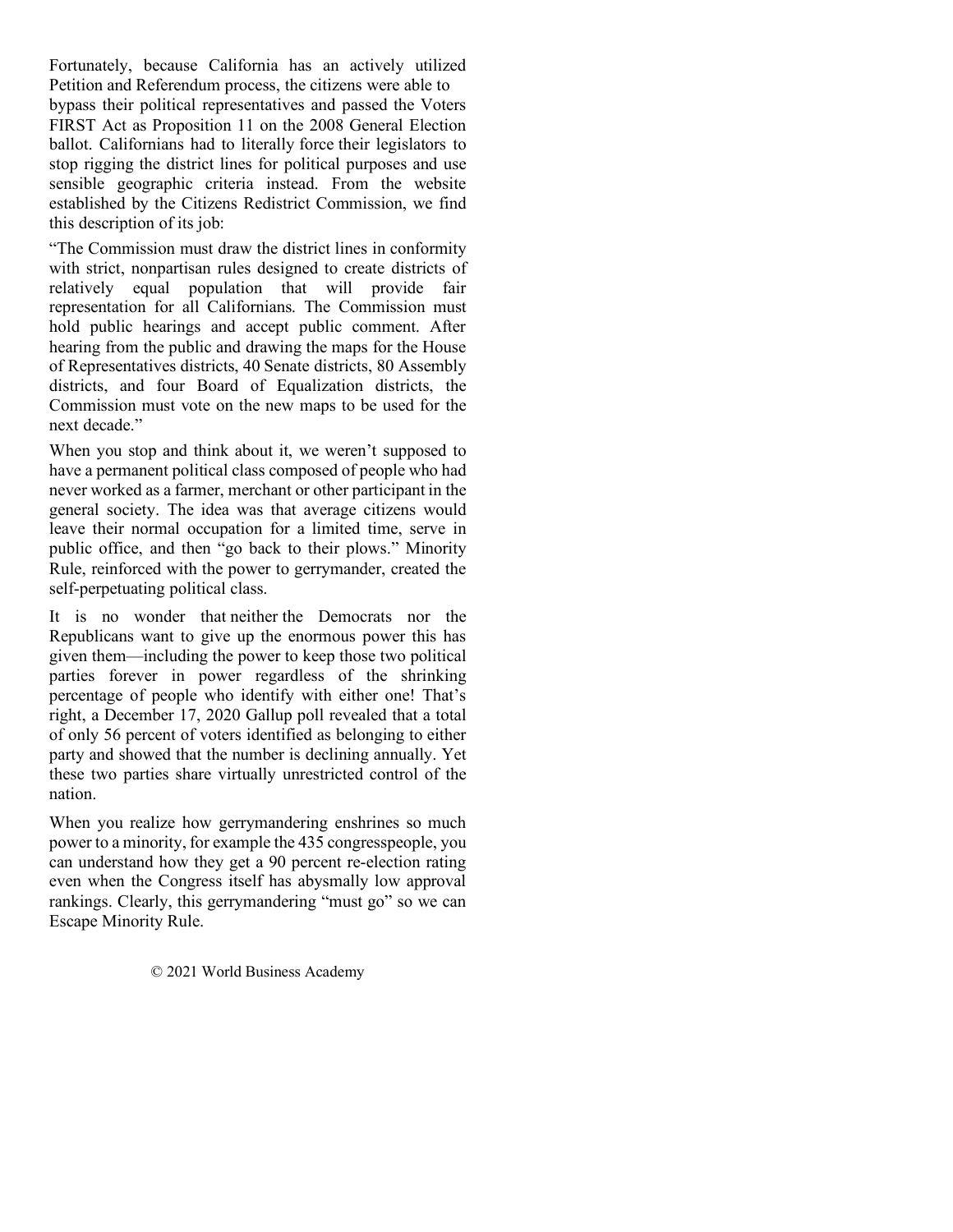Fortunately, because California has an actively utilized Petition and Referendum process, the citizens were able to bypass their political representatives and passed the Voters FIRST Act as Proposition 11 on the 2008 General Election ballot. Californians had to literally force their legislators to stop rigging the district lines for political purposes and use sensible geographic criteria instead. From the website established by the Citizens Redistrict Commission, we find this description of its job:

"The Commission must draw the district lines in conformity with strict, nonpartisan rules designed to create districts of relatively equal population that will provide fair representation for all Californians. The Commission must hold public hearings and accept public comment. After hearing from the public and drawing the maps for the House of Representatives districts, 40 Senate districts, 80 Assembly districts, and four Board of Equalization districts, the Commission must vote on the new maps to be used for the next decade."

When you stop and think about it, we weren't supposed to have a permanent political class composed of people who had never worked as a farmer, merchant or other participant in the general society. The idea was that average citizens would leave their normal occupation for a limited time, serve in public office, and then "go back to their plows." Minority Rule, reinforced with the power to gerrymander, created the self-perpetuating political class.

It is no wonder that neither the Democrats nor the Republicans want to give up the enormous power this has given them—including the power to keep those two political parties forever in power regardless of the shrinking percentage of people who identify with either one! That's right, a December 17, 2020 Gallup poll revealed that a total of only 56 percent of voters identified as belonging to either party and showed that the number is declining annually. Yet these two parties share virtually unrestricted control of the nation.

When you realize how gerrymandering enshrines so much power to a minority, for example the 435 congresspeople, you can understand how they get a 90 percent re-election rating even when the Congress itself has abysmally low approval rankings. Clearly, this gerrymandering "must go" so we can Escape Minority Rule.

© 2021 World Business Academy